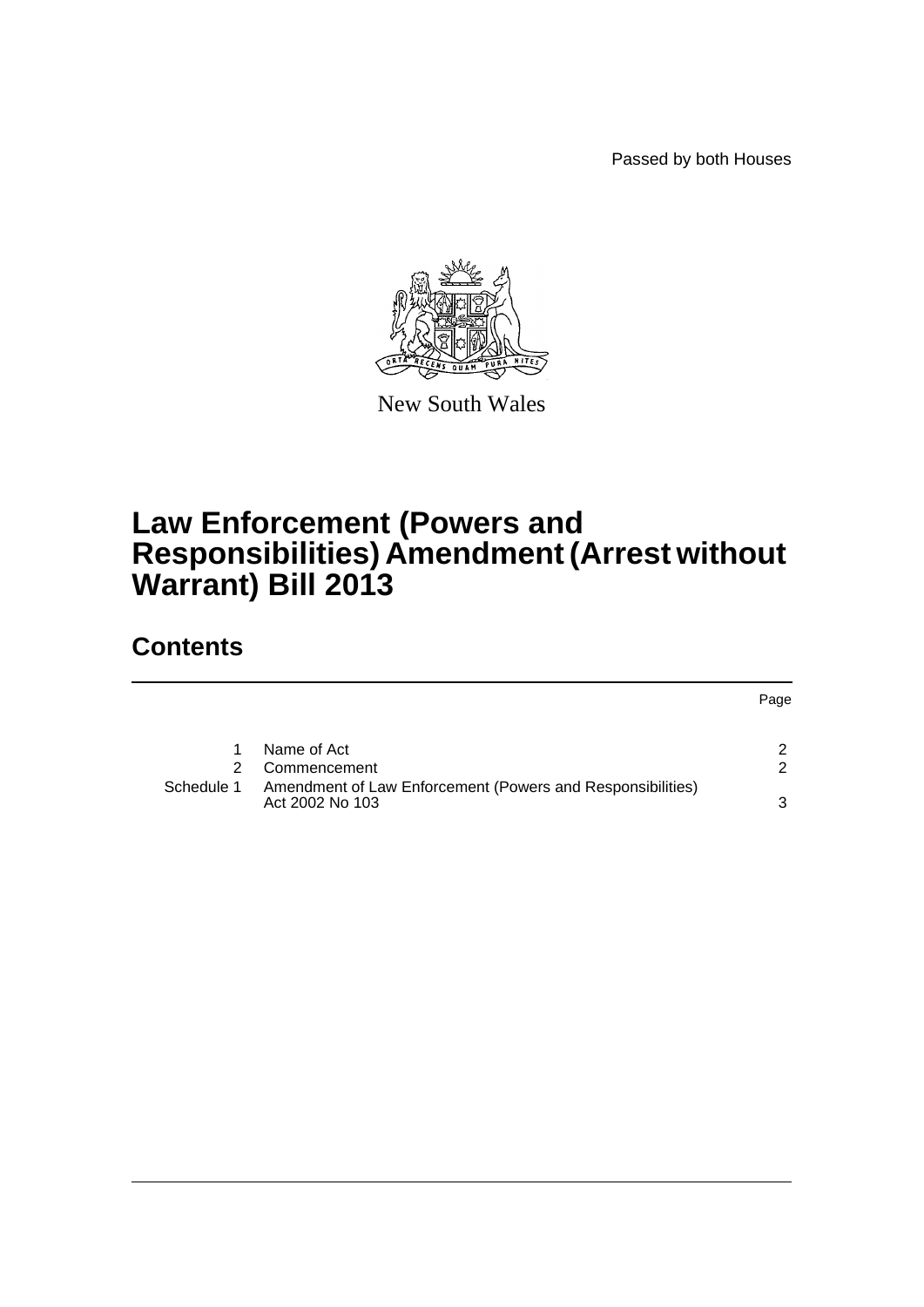Passed by both Houses

New South Wales

# Law Enforcement (Powers and Responsibilities) Amendment (Arrest without Warrant) Bill 2013

## Contents

| | | Page |
|---|---|---|
| 1 | Name of Act | 2 |
| 2 | Commencement | 2 |
| Schedule 1 | Amendment of Law Enforcement (Powers and Responsibilities) Act 2002 No 103 | 3 |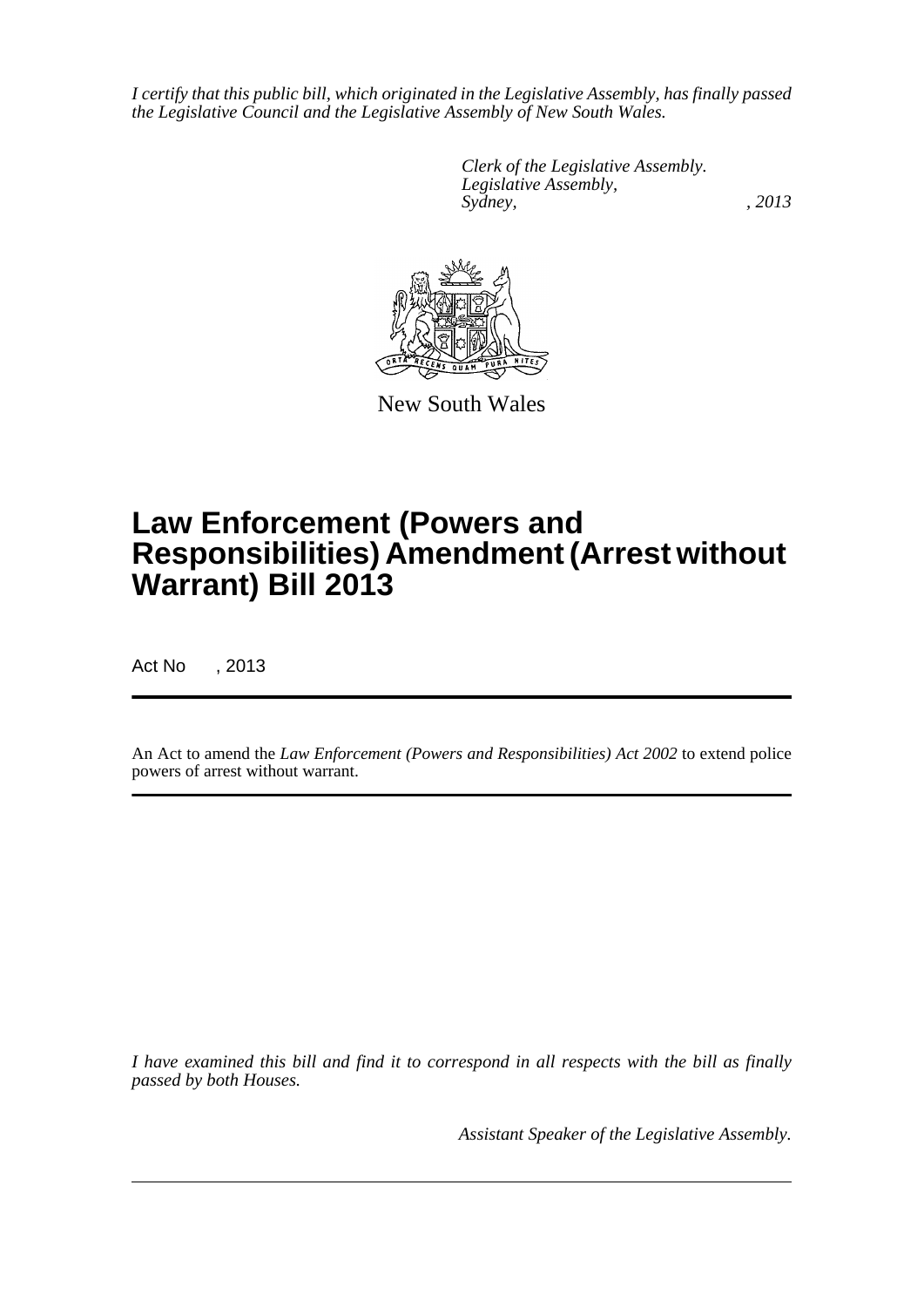*I certify that this public bill, which originated in the Legislative Assembly, has finally passed the Legislative Council and the Legislative Assembly of New South Wales.*

*Clerk of the Legislative Assembly.*
*Legislative Assembly,*
*Sydney, , 2013*

New South Wales

# Law Enforcement (Powers and Responsibilities) Amendment (Arrest without Warrant) Bill 2013

Act No , 2013

An Act to amend the *Law Enforcement (Powers and Responsibilities) Act 2002* to extend police powers of arrest without warrant.

*I have examined this bill and find it to correspond in all respects with the bill as finally passed by both Houses.*

*Assistant Speaker of the Legislative Assembly.*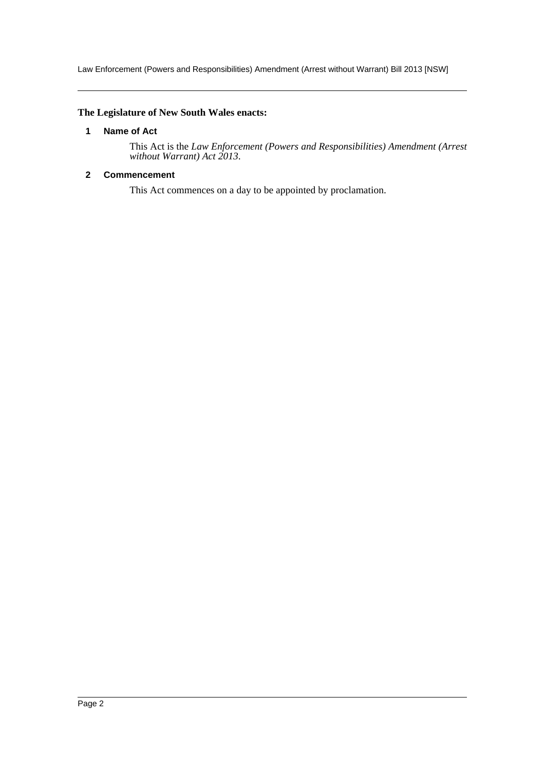**The Legislature of New South Wales enacts:**

## 1 Name of Act

This Act is the *Law Enforcement (Powers and Responsibilities) Amendment (Arrest without Warrant) Act 2013*.

## 2 Commencement

This Act commences on a day to be appointed by proclamation.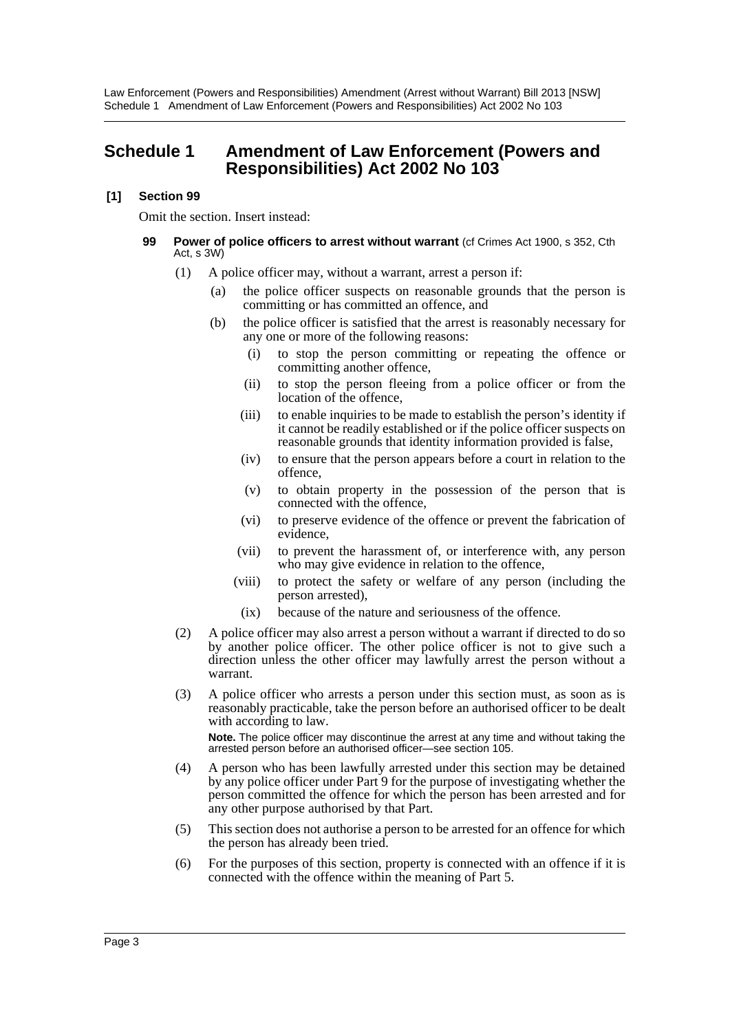# Schedule 1 Amendment of Law Enforcement (Powers and Responsibilities) Act 2002 No 103

**[1] Section 99**

Omit the section. Insert instead:

**99 Power of police officers to arrest without warrant** (cf Crimes Act 1900, s 352, Cth Act, s 3W)

(1) A police officer may, without a warrant, arrest a person if:

- (a) the police officer suspects on reasonable grounds that the person is committing or has committed an offence, and
- (b) the police officer is satisfied that the arrest is reasonably necessary for any one or more of the following reasons:
  - (i) to stop the person committing or repeating the offence or committing another offence,
  - (ii) to stop the person fleeing from a police officer or from the location of the offence,
  - (iii) to enable inquiries to be made to establish the person's identity if it cannot be readily established or if the police officer suspects on reasonable grounds that identity information provided is false,
  - (iv) to ensure that the person appears before a court in relation to the offence,
  - (v) to obtain property in the possession of the person that is connected with the offence,
  - (vi) to preserve evidence of the offence or prevent the fabrication of evidence,
  - (vii) to prevent the harassment of, or interference with, any person who may give evidence in relation to the offence,
  - (viii) to protect the safety or welfare of any person (including the person arrested),
  - (ix) because of the nature and seriousness of the offence.

(2) A police officer may also arrest a person without a warrant if directed to do so by another police officer. The other police officer is not to give such a direction unless the other officer may lawfully arrest the person without a warrant.

(3) A police officer who arrests a person under this section must, as soon as is reasonably practicable, take the person before an authorised officer to be dealt with according to law.

**Note.** The police officer may discontinue the arrest at any time and without taking the arrested person before an authorised officer—see section 105.

(4) A person who has been lawfully arrested under this section may be detained by any police officer under Part 9 for the purpose of investigating whether the person committed the offence for which the person has been arrested and for any other purpose authorised by that Part.

(5) This section does not authorise a person to be arrested for an offence for which the person has already been tried.

(6) For the purposes of this section, property is connected with an offence if it is connected with the offence within the meaning of Part 5.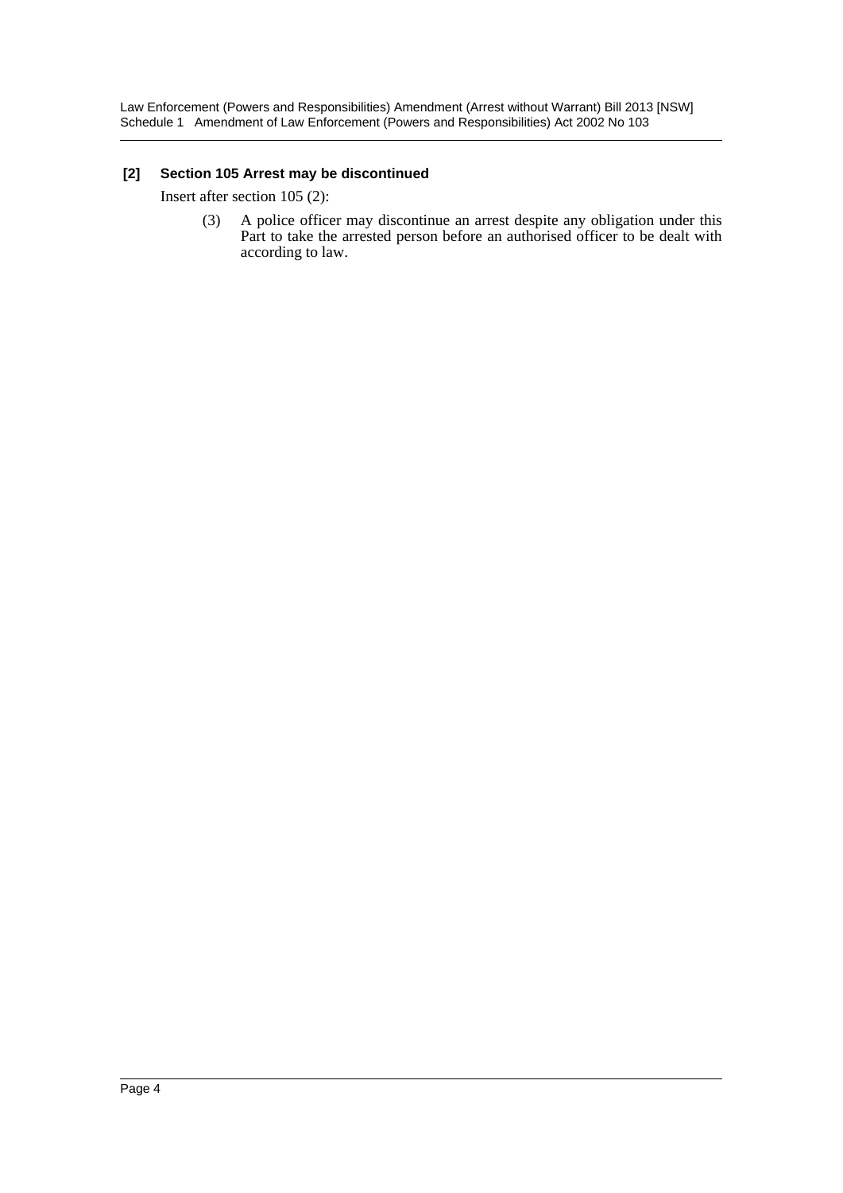**[2] Section 105 Arrest may be discontinued**

Insert after section 105 (2):

(3) A police officer may discontinue an arrest despite any obligation under this Part to take the arrested person before an authorised officer to be dealt with according to law.